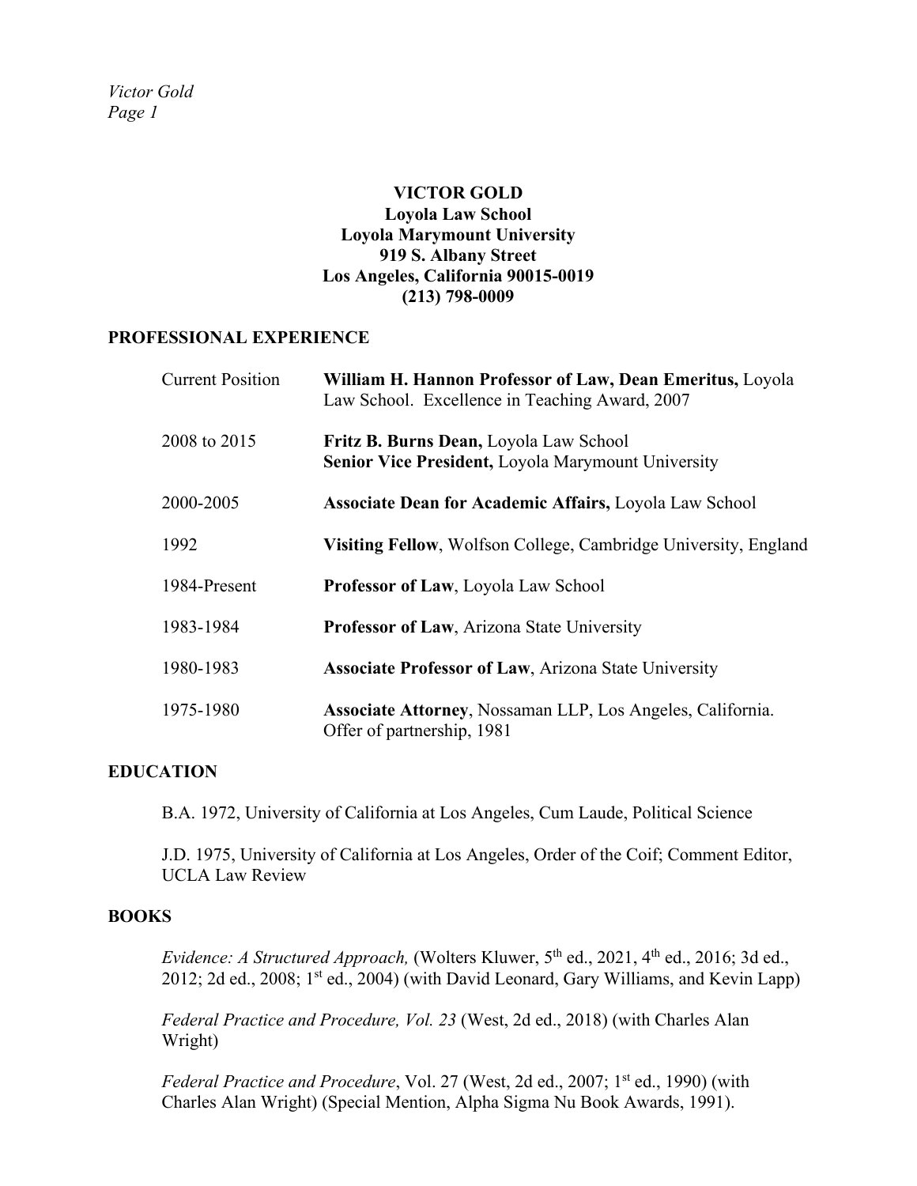# VICTOR GOLD

**Loyola Law School**
**Loyola Marymount University**
**919 S. Albany Street**
**Los Angeles, California 90015-0019**
**(213) 798-0009**

## PROFESSIONAL EXPERIENCE

| | |
|---|---|
| Current Position | **William H. Hannon Professor of Law, Dean Emeritus,** Loyola Law School. Excellence in Teaching Award, 2007 |
| 2008 to 2015 | **Fritz B. Burns Dean,** Loyola Law School<br>**Senior Vice President,** Loyola Marymount University |
| 2000-2005 | **Associate Dean for Academic Affairs,** Loyola Law School |
| 1992 | **Visiting Fellow**, Wolfson College, Cambridge University, England |
| 1984-Present | **Professor of Law**, Loyola Law School |
| 1983-1984 | **Professor of Law**, Arizona State University |
| 1980-1983 | **Associate Professor of Law**, Arizona State University |
| 1975-1980 | **Associate Attorney**, Nossaman LLP, Los Angeles, California. Offer of partnership, 1981 |

## EDUCATION

B.A. 1972, University of California at Los Angeles, Cum Laude, Political Science

J.D. 1975, University of California at Los Angeles, Order of the Coif; Comment Editor, UCLA Law Review

## BOOKS

*Evidence: A Structured Approach,* (Wolters Kluwer, 5th ed., 2021, 4th ed., 2016; 3d ed., 2012; 2d ed., 2008; 1st ed., 2004) (with David Leonard, Gary Williams, and Kevin Lapp)

*Federal Practice and Procedure, Vol. 23* (West, 2d ed., 2018) (with Charles Alan Wright)

*Federal Practice and Procedure*, Vol. 27 (West, 2d ed., 2007; 1st ed., 1990) (with Charles Alan Wright) (Special Mention, Alpha Sigma Nu Book Awards, 1991).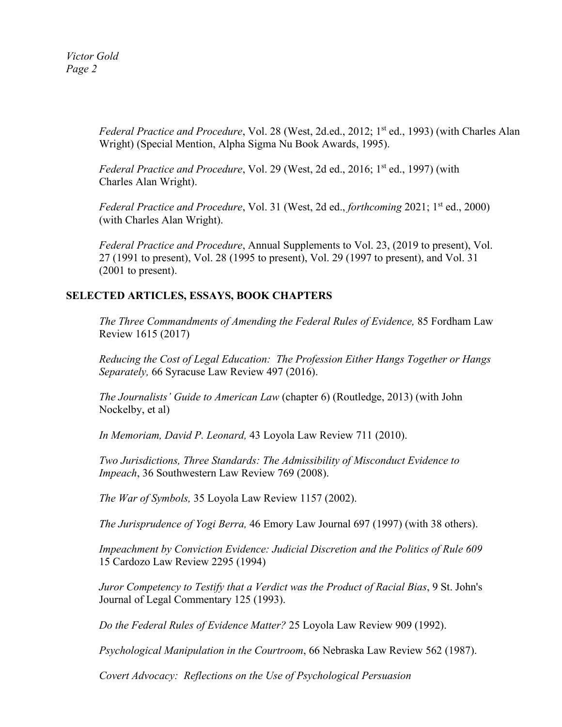*Federal Practice and Procedure*, Vol. 28 (West, 2d.ed., 2012; 1st ed., 1993) (with Charles Alan Wright) (Special Mention, Alpha Sigma Nu Book Awards, 1995).

*Federal Practice and Procedure*, Vol. 29 (West, 2d ed., 2016; 1st ed., 1997) (with Charles Alan Wright).

*Federal Practice and Procedure*, Vol. 31 (West, 2d ed., *forthcoming* 2021; 1st ed., 2000) (with Charles Alan Wright).

*Federal Practice and Procedure*, Annual Supplements to Vol. 23, (2019 to present), Vol. 27 (1991 to present), Vol. 28 (1995 to present), Vol. 29 (1997 to present), and Vol. 31 (2001 to present).

## SELECTED ARTICLES, ESSAYS, BOOK CHAPTERS

*The Three Commandments of Amending the Federal Rules of Evidence,* 85 Fordham Law Review 1615 (2017)

*Reducing the Cost of Legal Education: The Profession Either Hangs Together or Hangs Separately,* 66 Syracuse Law Review 497 (2016).

*The Journalists' Guide to American Law* (chapter 6) (Routledge, 2013) (with John Nockelby, et al)

*In Memoriam, David P. Leonard,* 43 Loyola Law Review 711 (2010).

*Two Jurisdictions, Three Standards: The Admissibility of Misconduct Evidence to Impeach*, 36 Southwestern Law Review 769 (2008).

*The War of Symbols,* 35 Loyola Law Review 1157 (2002).

*The Jurisprudence of Yogi Berra,* 46 Emory Law Journal 697 (1997) (with 38 others).

*Impeachment by Conviction Evidence: Judicial Discretion and the Politics of Rule 609* 15 Cardozo Law Review 2295 (1994)

*Juror Competency to Testify that a Verdict was the Product of Racial Bias*, 9 St. John's Journal of Legal Commentary 125 (1993).

*Do the Federal Rules of Evidence Matter?* 25 Loyola Law Review 909 (1992).

*Psychological Manipulation in the Courtroom*, 66 Nebraska Law Review 562 (1987).

*Covert Advocacy: Reflections on the Use of Psychological Persuasion*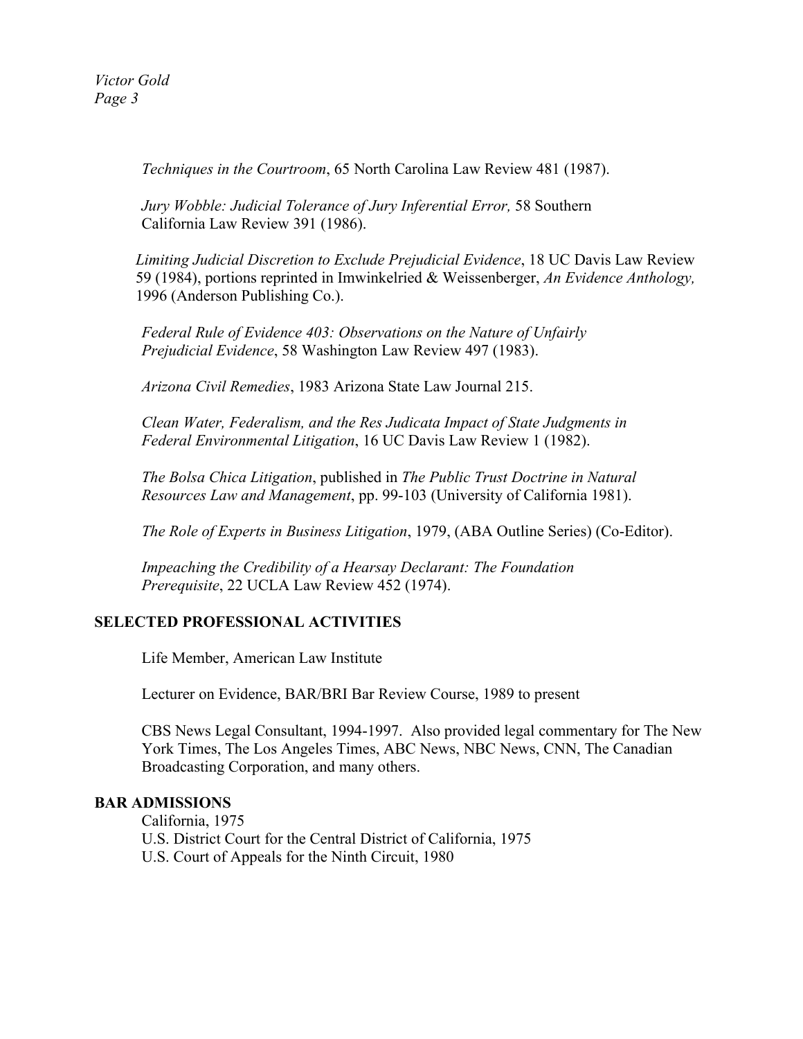*Techniques in the Courtroom*, 65 North Carolina Law Review 481 (1987).

*Jury Wobble: Judicial Tolerance of Jury Inferential Error,* 58 Southern California Law Review 391 (1986).

*Limiting Judicial Discretion to Exclude Prejudicial Evidence*, 18 UC Davis Law Review 59 (1984), portions reprinted in Imwinkelried & Weissenberger, *An Evidence Anthology,* 1996 (Anderson Publishing Co.).

*Federal Rule of Evidence 403: Observations on the Nature of Unfairly Prejudicial Evidence*, 58 Washington Law Review 497 (1983).

*Arizona Civil Remedies*, 1983 Arizona State Law Journal 215.

*Clean Water, Federalism, and the Res Judicata Impact of State Judgments in Federal Environmental Litigation*, 16 UC Davis Law Review 1 (1982).

*The Bolsa Chica Litigation*, published in *The Public Trust Doctrine in Natural Resources Law and Management*, pp. 99-103 (University of California 1981).

*The Role of Experts in Business Litigation*, 1979, (ABA Outline Series) (Co-Editor).

*Impeaching the Credibility of a Hearsay Declarant: The Foundation Prerequisite*, 22 UCLA Law Review 452 (1974).

## SELECTED PROFESSIONAL ACTIVITIES

Life Member, American Law Institute

Lecturer on Evidence, BAR/BRI Bar Review Course, 1989 to present

CBS News Legal Consultant, 1994-1997. Also provided legal commentary for The New York Times, The Los Angeles Times, ABC News, NBC News, CNN, The Canadian Broadcasting Corporation, and many others.

## BAR ADMISSIONS

California, 1975
U.S. District Court for the Central District of California, 1975
U.S. Court of Appeals for the Ninth Circuit, 1980